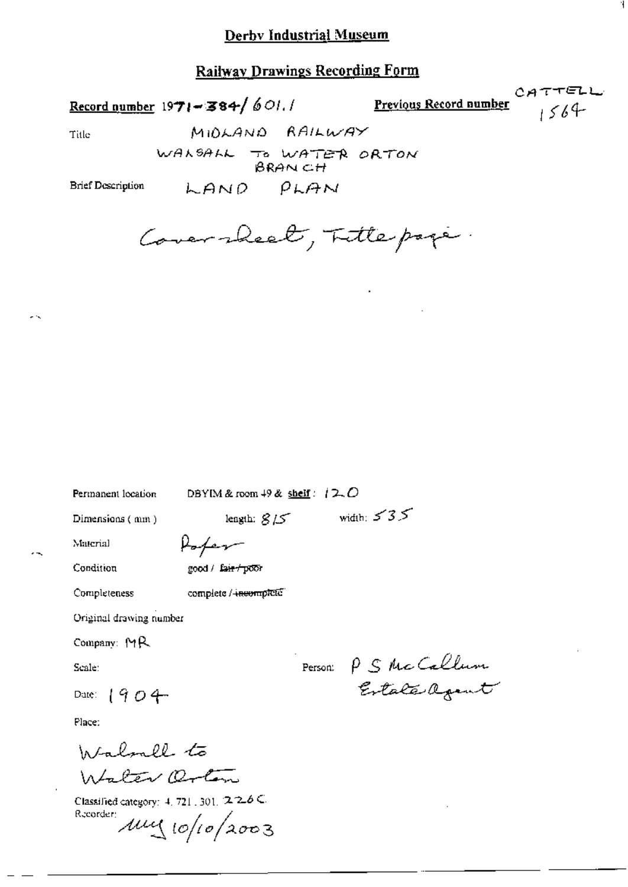# Derby Industrial Museum

## Railway Drawings Recording Form

**Record number** 1971-384/601.1

**Previous Record number** CATTELL 1564

Title: MIDLAND RAILWAY
WALSALL TO WATER ORTON BRANCH

Brief Description: LAND PLAN

Cover sheet, Title page.

Permanent location: DBYIM & room 49 & shelf: 120

Dimensions (mm): length: 815 width: 535

Material: Paper

Condition: good / ~~fair / poor~~

Completeness: complete / ~~incomplete~~

Original drawing number

Company: MR

Scale:

Person: P S McCallum Estate Agent

Date: 1904

Place:

Walsall to Water Orton

Classified category: 4.721.301.226C

Recorder: mg 10/10/2003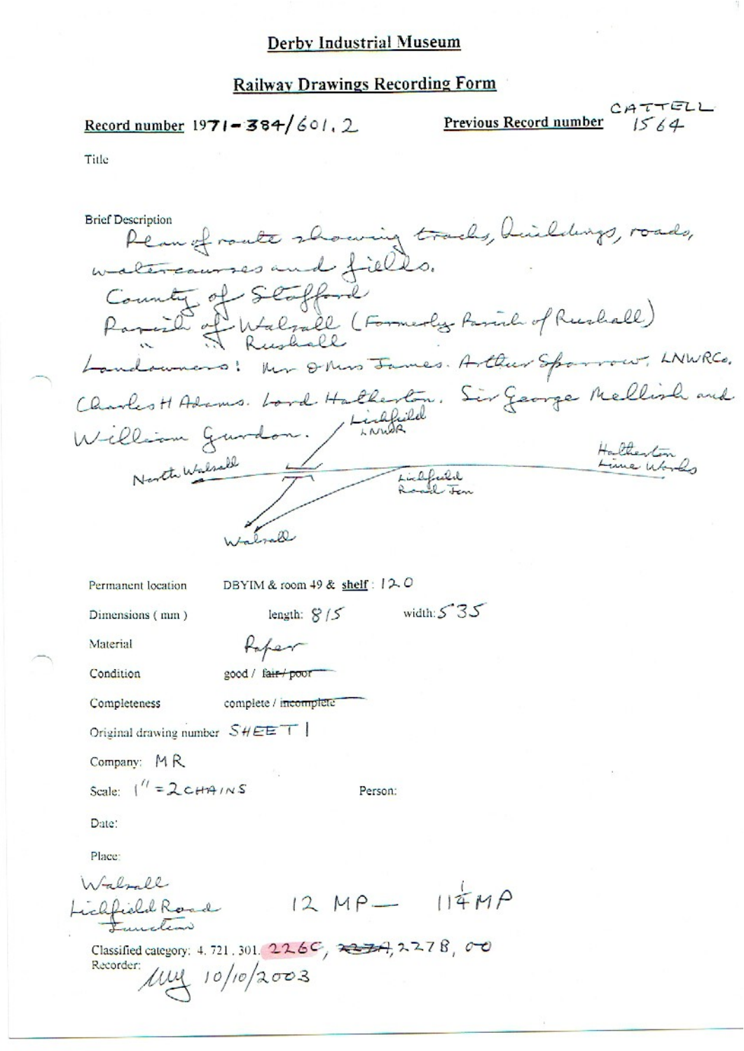# Derby Industrial Museum

## Railway Drawings Recording Form

**Record number** 1971-384/601.2

**Previous Record number** CATTELL 1564

Title

Brief Description
Plan of route showing tracks, buildings, roads, watercourses and fields.
County of Stafford
Parish of Walsall (Formerly Parish of Rushall)
" " Rushall
Landowners: Mr & Mrs James. Arthur Sparrow, LNWRCo. Charles H Adams. Lord Hatherton. Sir George Mellish and William Gurdon.

North Walsall — Lichfield LNWR — Lichfield Road Jcn — Hatherton Lime Works — Walsall

Permanent location DBYIM & room 49 & **shelf** : 120

Dimensions ( mm ) length: 815 width: 535

Material Paper

Condition good / ~~fair / poor~~

Completeness complete / ~~incomplete~~

Original drawing number SHEET 1

Company: MR

Scale: 1" = 2 CHAINS

Person:

Date:

Place:
Walsall
Lichfield Road Junction

12 MP — 11¼ MP

Classified category: 4. 721. 301. 226C, ~~227A~~, 227B, 00

Recorder: MY 10/10/2003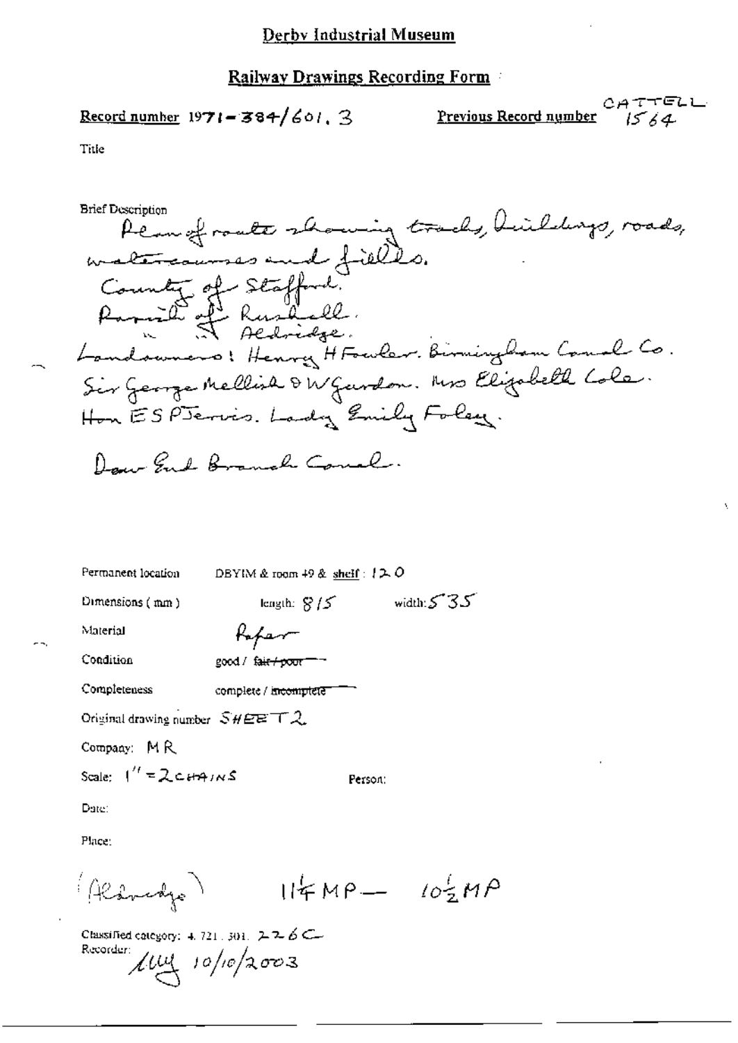# Derby Industrial Museum

## Railway Drawings Recording Form

**Record number** 1971-384/601.3 **Previous Record number** CATTELL 1564

Title

Brief Description

Plan of route showing tracks, buildings, roads, watercourses and fields.
County of Stafford.
Parish of Rushall.
" " Aldridge.
Landowners: Henry H Fowler. Birmingham Canal Co.
Sir George Mellish & W Gurdon. Mrs Elizabeth Cole.
Hon E S P Jervis. Lady Emily Foley.

Daw End Branch Canal.

Permanent location DBYIM & room 49 & shelf : 120

Dimensions (mm) length: 815 width: 535

Material Paper

Condition good / ~~fair / poor~~

Completeness complete / ~~incomplete~~

Original drawing number SHEET 2

Company: MR

Scale: 1" = 2 CHAINS Person:

Date:

Place:

(Aldridge) $11\frac{1}{4}$ MP — $10\frac{1}{2}$ MP

Classified category: 4.721.301. 226C

Recorder: MM 10/10/2003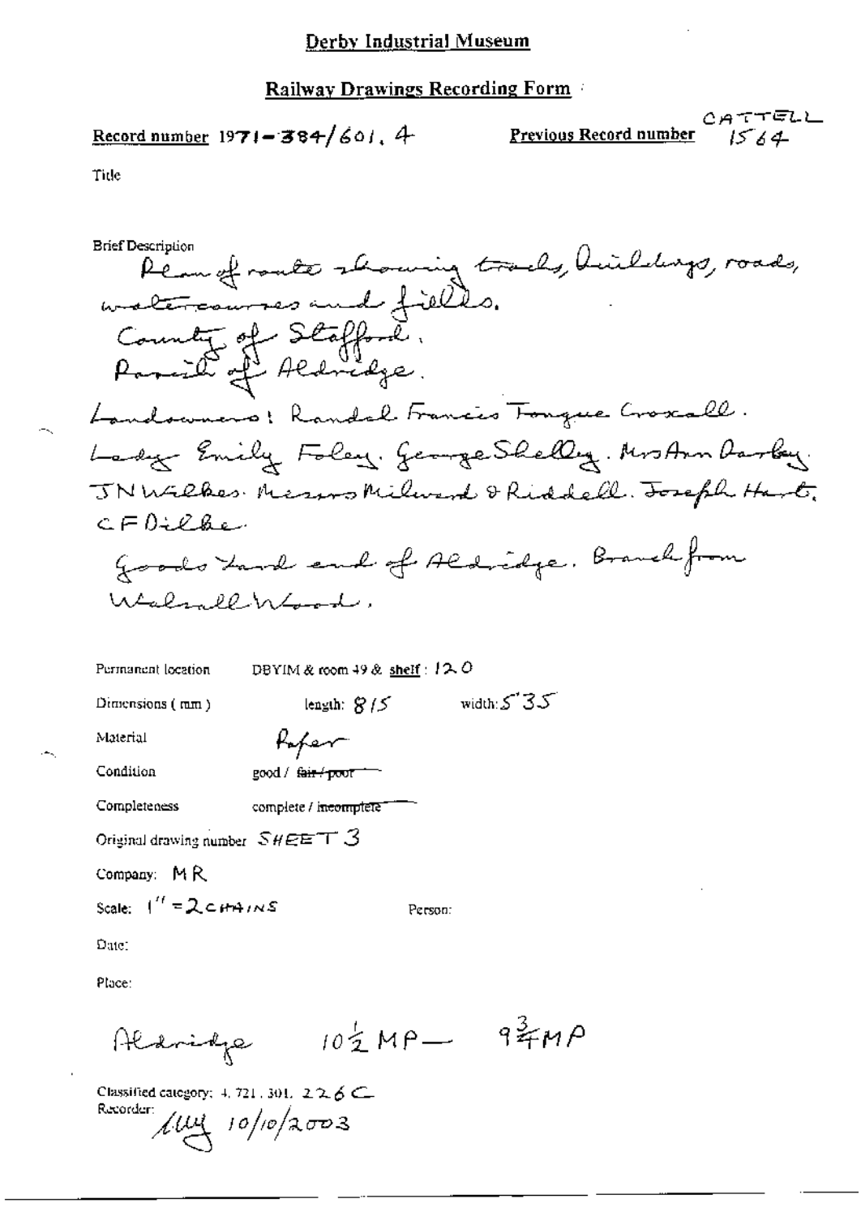## Derby Industrial Museum

### Railway Drawings Recording Form

**Record number** 1971-384/601. 4

**Previous Record number** CATTELL 1564

Title

Brief Description

Plan of route showing tracks, buildings, roads, watercourses and fields.
County of Stafford.
Parish of Aldridge.
Landowners: Randal Francis Tongue Croxall.
Lady Emily Foley. George Shelley. Mrs Ann Darby.
JN Wilkes. Messrs Milward & Riddell. Joseph Hart.
CF Dilke.
Goods Yard end of Aldridge. Branch from Walsall Wood.

Permanent location DBYIM & room 49 & shelf: 120

Dimensions (mm) length: 815 width: 535

Material Paper

Condition good / ~~fair / poor~~

Completeness complete / ~~incomplete~~

Original drawing number SHEET 3

Company: MR

Scale: 1" = 2 CHAINS

Person:

Date:

Place:

Aldridge $10\frac{1}{2}$ MP — $9\frac{3}{4}$ MP

Classified category: 4. 721. 301. 226 C

Recorder: [signature] 10/10/2003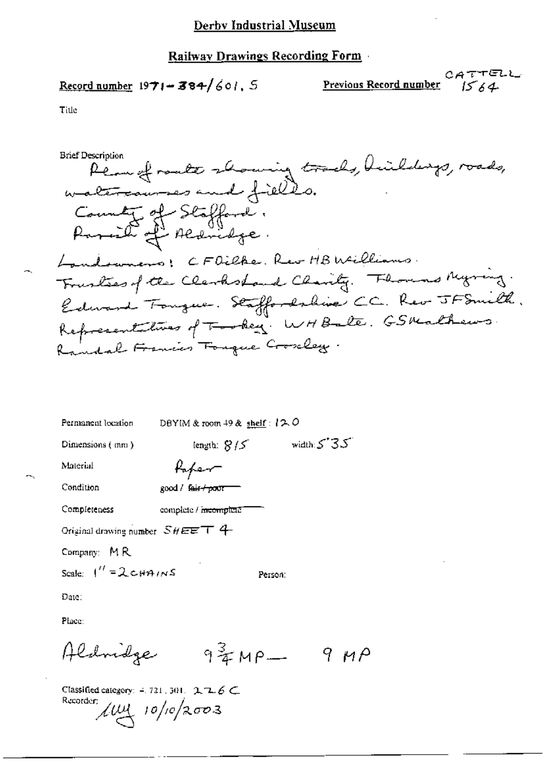# Derby Industrial Museum

## Railway Drawings Recording Form

**Record number** 1971-384/601.5

**Previous Record number** CATTELL 1564

Title

Brief Description
Plan of route showing tracks, buildings, roads, watercourses and fields.
County of Stafford.
Parish of Aldridge.

Landowners: C F Dilke. Rev H B Williams.
Trustees of the Clerksland Charity. Thomas Myring.
Edward Tongue. Staffordshire CC. Rev J F Smith.
Representatives of Tookey. W H Bate. G S Mathews.
Randal Francis Tongue Crosley.

Permanent location: DBYIM & room 49 & shelf: 120

Dimensions (mm): length: 815 width: 535

Material: Paper

Condition: good / ~~fair / poor~~

Completeness: complete / ~~incomplete~~

Original drawing number: SHEET 4

Company: MR

Scale: 1" = 2 CHAINS

Person:

Date:

Place:

Aldridge $9\frac{3}{4}$ MP — 9 MP

Classified category: 4.721.301. 226 C

Recorder: [initials] 10/10/2003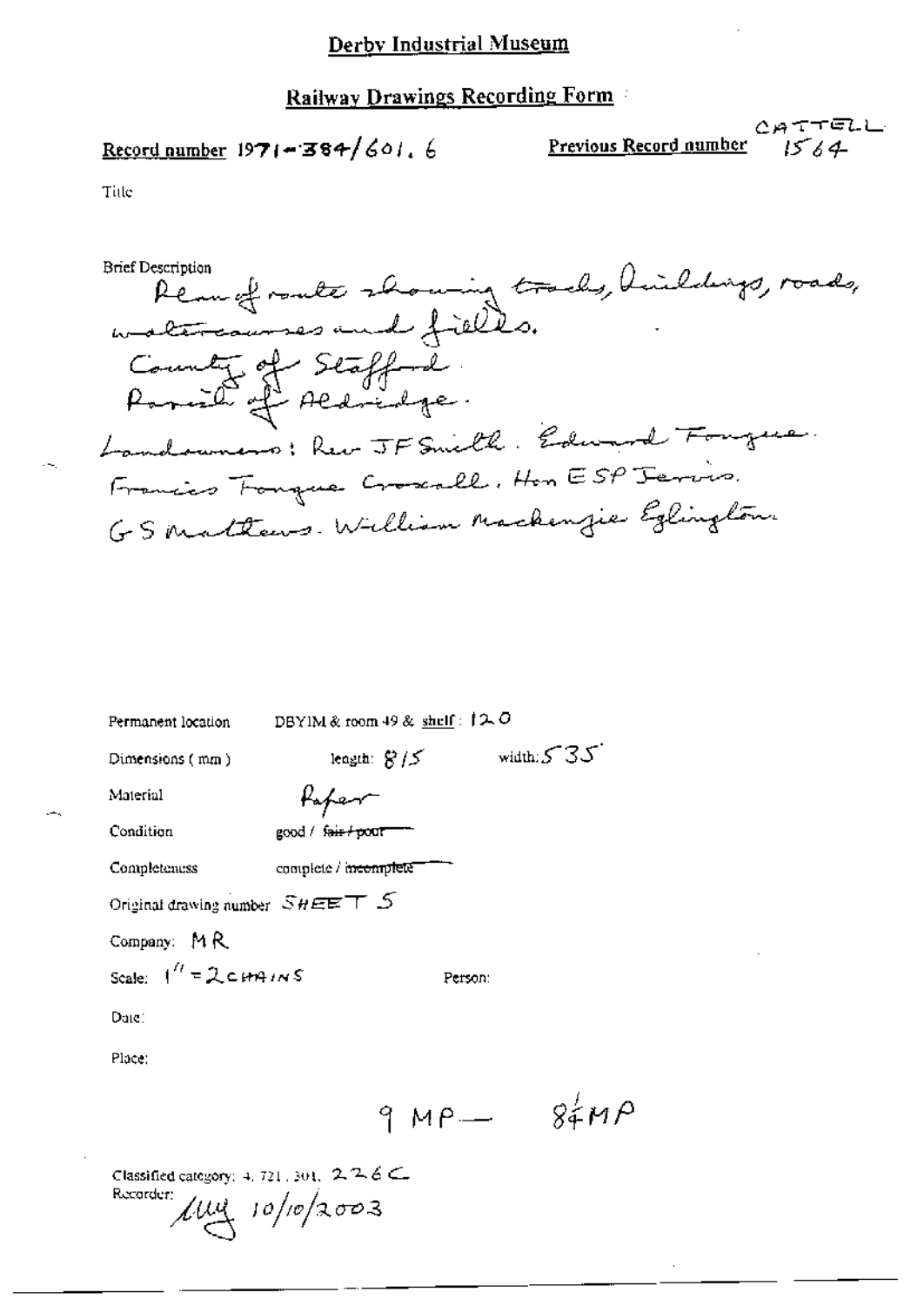# Derby Industrial Museum

## Railway Drawings Recording Form

**Record number** 1971-384/601.6

**Previous Record number** CATTELL 1564

Title

Brief Description
Plan of route showing tracks, buildings, roads, watercourses and fields.
County of Stafford
Parish of Aldridge.
Landowners: Rev JF Smith. Edward Fougue. Francis Fougue Croxall. Hon ESP Jervis. GS Mathews. William Mackenzie Eglington

Permanent location: DBYIM & room 49 & shelf: 120

Dimensions (mm): length: 815 width: 535

Material: Paper

Condition: good / ~~fair / poor~~

Completeness: complete / ~~incomplete~~

Original drawing number: SHEET 5

Company: MR

Scale: 1" = 2 CHAINS

Person:

Date:

Place:

9 MP — 8¼ MP

Classified category: 4. 721. 301. 226 C

Recorder: My 10/10/2003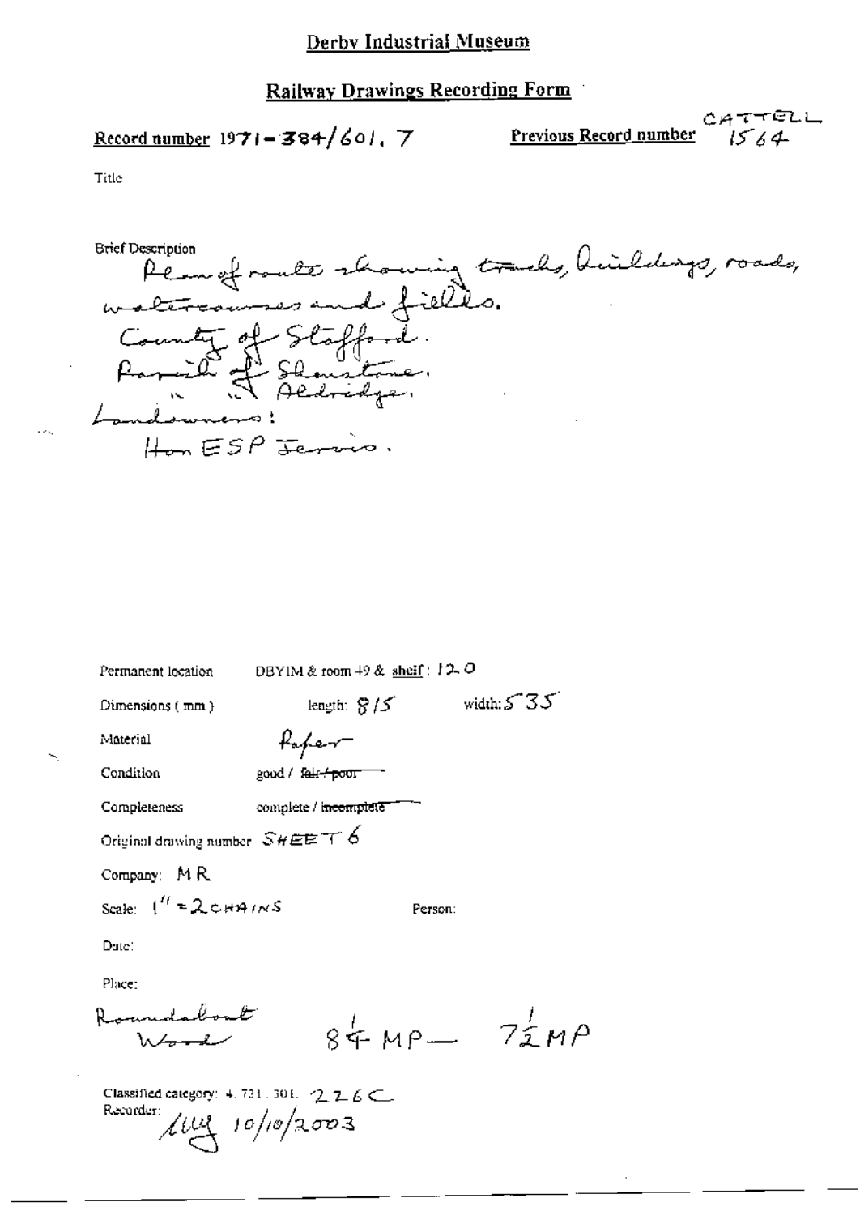## Derby Industrial Museum

## Railway Drawings Recording Form

**Record number** 1971-384/601, 7

**Previous Record number** CATTELL 1564

Title

Brief Description
Plan of route showing tracks, buildings, roads, watercourses and fields.
County of Stafford.
Parish of Shenstone.
" of Aldridge.
Landowners:
Hon ESP Jervis.

Permanent location DBYIM & room 49 & shelf: 120

Dimensions (mm) length: 815 width: 535

Material Paper

Condition good / ~~fair / poor~~

Completeness complete / ~~incomplete~~

Original drawing number SHEET 6

Company: MR

Scale: 1" = 2 CHAINS

Person:

Date:

Place:
Roundabout Wood $8\frac{1}{4}$ MP — $7\frac{1}{2}$ MP

Classified category: 4.721.301. 226C

Recorder: luy 10/10/2003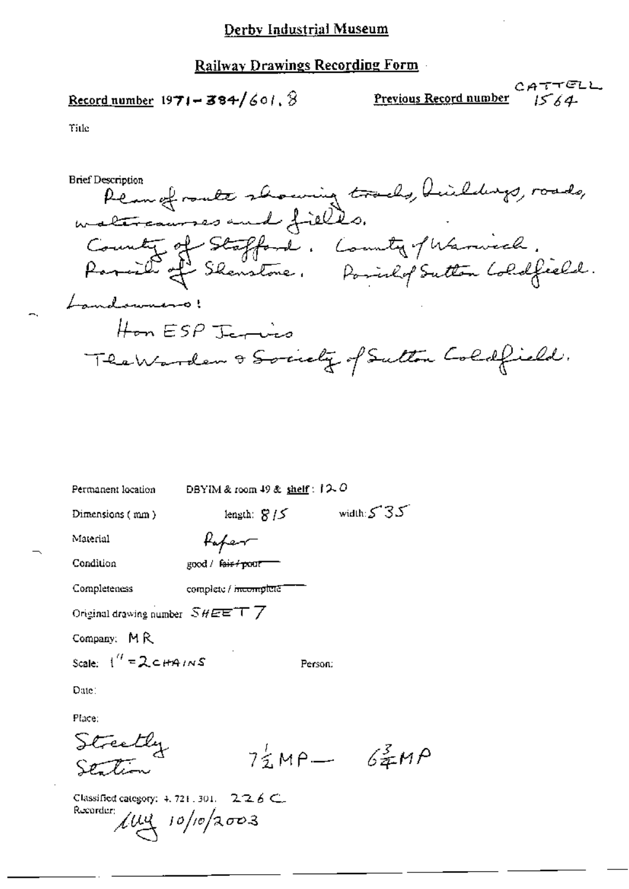# Derby Industrial Museum

## Railway Drawings Recording Form

**Record number** 1971-384/601.8

**Previous Record number** CATTELL 1564

Title

Brief Description
Plan of route showing tracks, buildings, roads, watercourses and fields.
County of Stafford. County of Warwick.
Parish of Shenstone. Parish of Sutton Coldfield.
Landowners:
Hon ESP Jervis
The Warden & Society of Sutton Coldfield.

Permanent location DBYIM & room 49 & shelf: 120

Dimensions (mm) length: 815 width: 535

Material Paper

Condition good / ~~fair / poor~~

Completeness complete / ~~incomplete~~

Original drawing number SHEET 7

Company: MR

Scale: 1" = 2 CHAINS

Person:

Date:

Place:
Streetly Station $7\frac{1}{2}$ MP — $6\frac{3}{4}$ MP

Classified category: 4.721.301. 226 C.

Recorder: fully 10/10/2003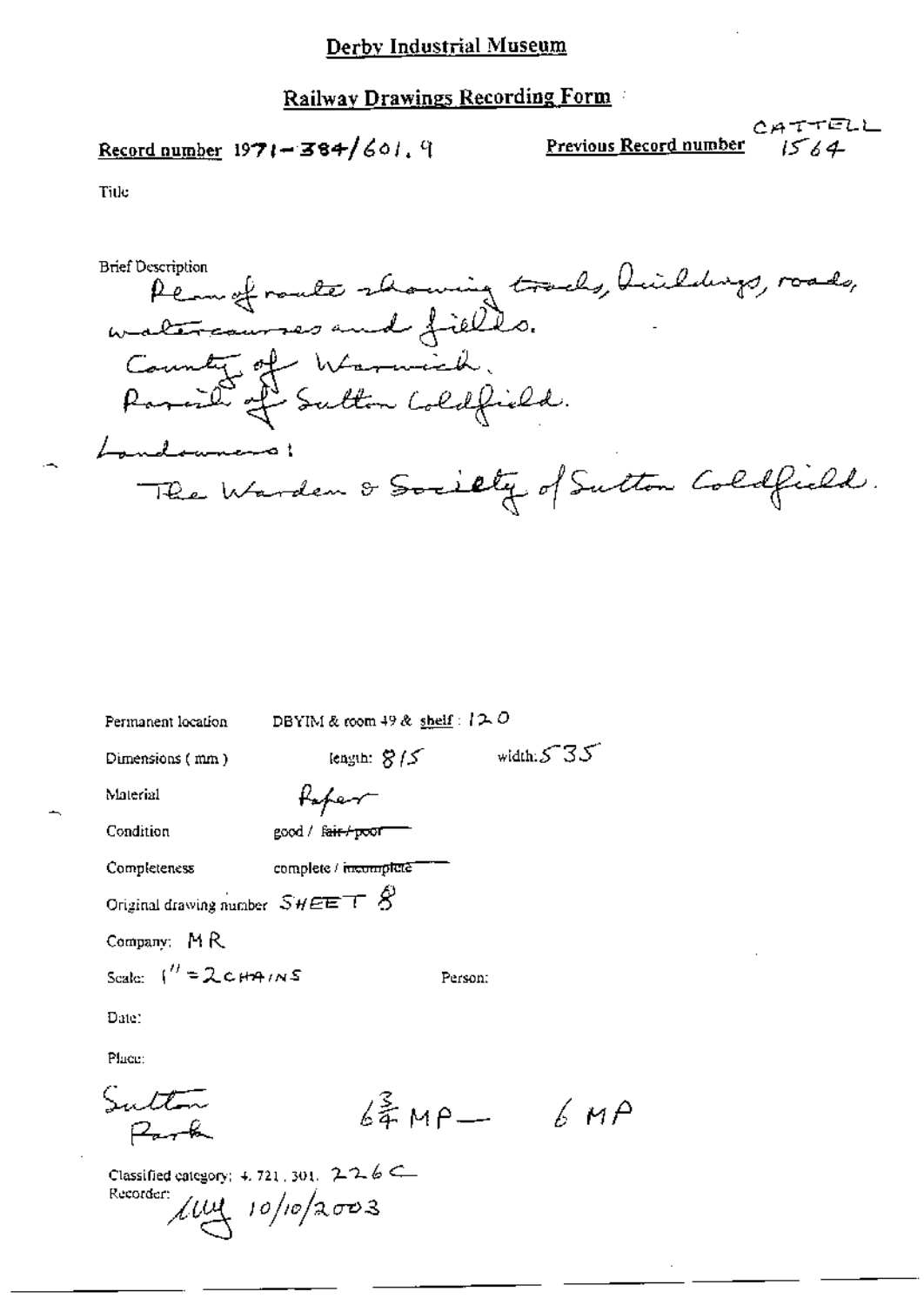# Derby Industrial Museum

## Railway Drawings Recording Form

**Record number** 1971-384/601.9

**Previous Record number** CATTELL 1564

Title

Brief Description
Plan of route showing tracks, buildings, roads, watercourses and fields.
County of Warwick.
Parish of Sutton Coldfield.
Landowners:
The Warden & Society of Sutton Coldfield.

Permanent location DBYIM & room 49 & shelf: 120

Dimensions (mm) length: 815 width: 535

Material Paper

Condition good / ~~fair / poor~~

Completeness complete / ~~incomplete~~

Original drawing number SHEET 8

Company: MR

Scale: 1" = 2 CHAINS

Person:

Date:

Place:

Sutton Park

$6\frac{3}{4}$ MP — 6 MP

Classified category: 4.721.301. 226C

Recorder: luy 10/10/2003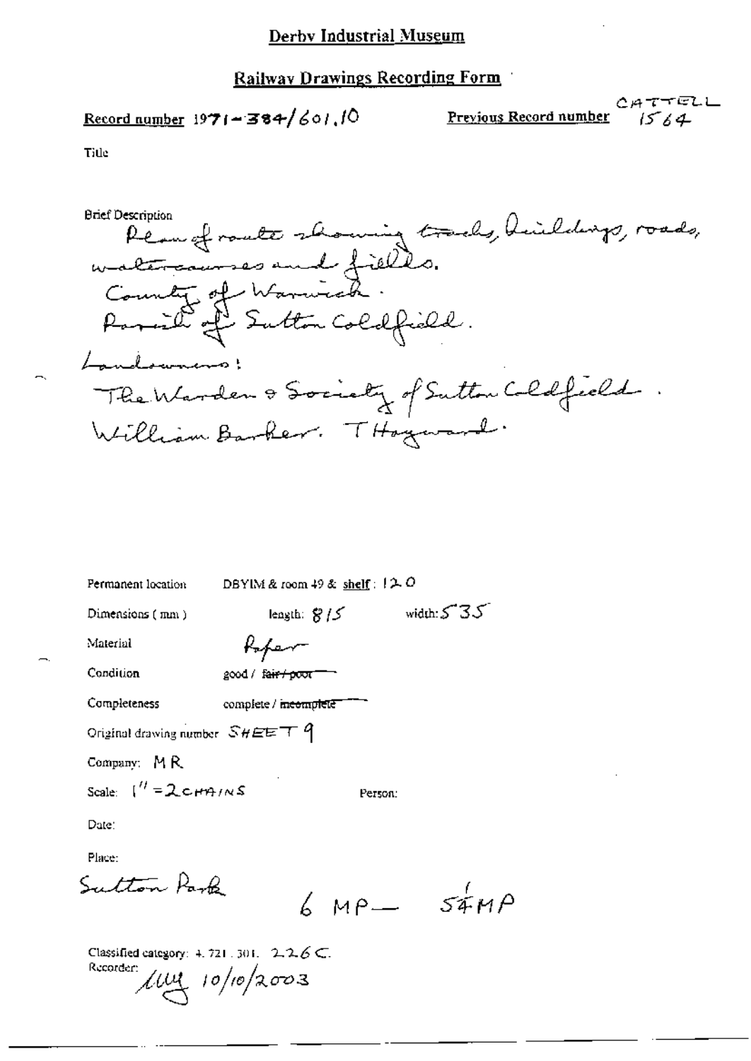# Derby Industrial Museum

## Railway Drawings Recording Form

**Record number** 1971-384/601.10

**Previous Record number** CATTELL 1564

Title

Brief Description

Plan of route showing tracks, buildings, roads, watercourses and fields.
County of Warwick.
Parish of Sutton Coldfield.

Landowners:
The Warden & Society of Sutton Coldfield.
William Barker. T Hayward.

Permanent location DBYIM & room 49 & shelf: 120

Dimensions (mm) length: 815 width: 535

Material Paper

Condition good / ~~fair / poor~~

Completeness complete / ~~incomplete~~

Original drawing number SHEET 9

Company: MR

Scale: 1" = 2 CHAINS

Person:

Date:

Place:

Sutton Park 6 MP — 5¼ MP

Classified category: 4.721.301. 226C.

Recorder: MY 10/10/2003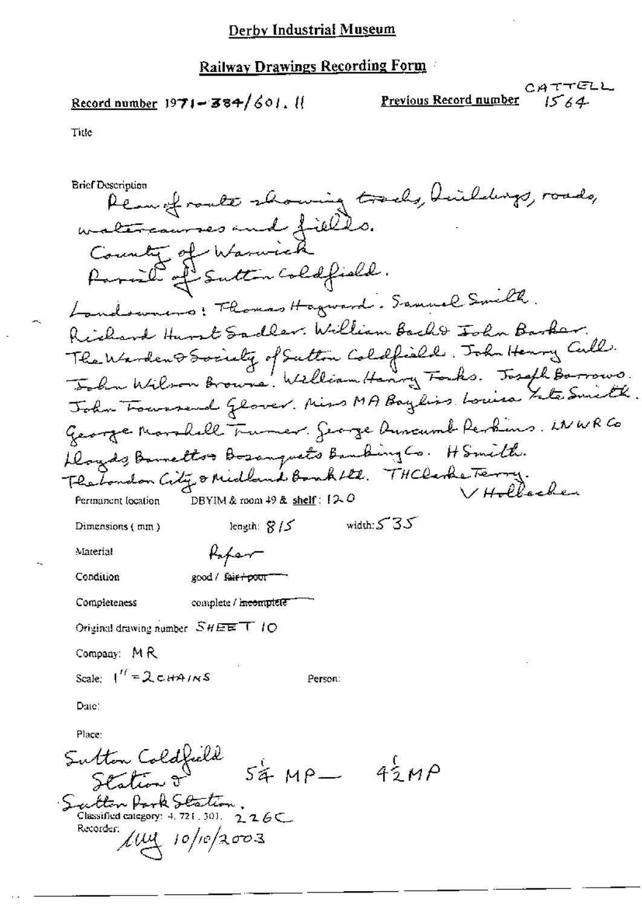# Derby Industrial Museum

## Railway Drawings Recording Form

**Record number** 1971-384/601.11

**Previous Record number** CATTELL 1564

Title

Brief Description

Plan of route showing tracks, buildings, roads, watercourses and fields.
County of Warwick
Parish of Sutton Coldfield.

Landowners: Thomas Hayward. Samuel Smith. Richard Hurst Sadler. William Back & John Barker. The Warden & Society of Sutton Coldfield. John Henry Cull. John Wilson Browne. William Henry Fowkes. Joseph Barrows. John Townsend Glover. Miss MA Bayliss. Louisa Kate Smith. George Marshall Turner. George Duncumb Perkins. LNWR Co Lloyds Barnetts & Bosanquets Banking Co. H Smith. The London City & Midland Bank Ltd. THClarke Terry. V Holbecher

Permanent location DBYIM & room 49 & shelf: 120

Dimensions (mm) length: 815 width: 535

Material Paper

Condition good / ~~fair / poor~~

Completeness complete / ~~incomplete~~

Original drawing number SHEET 10

Company: MR

Scale: 1" = 2 CHAINS

Person:

Date:

Place:
Sutton Coldfield Station & 5¾ MP — 4½ MP
Sutton Park Station.

Classified category: 4.721.301. 226C

Recorder: [initials] 10/10/2003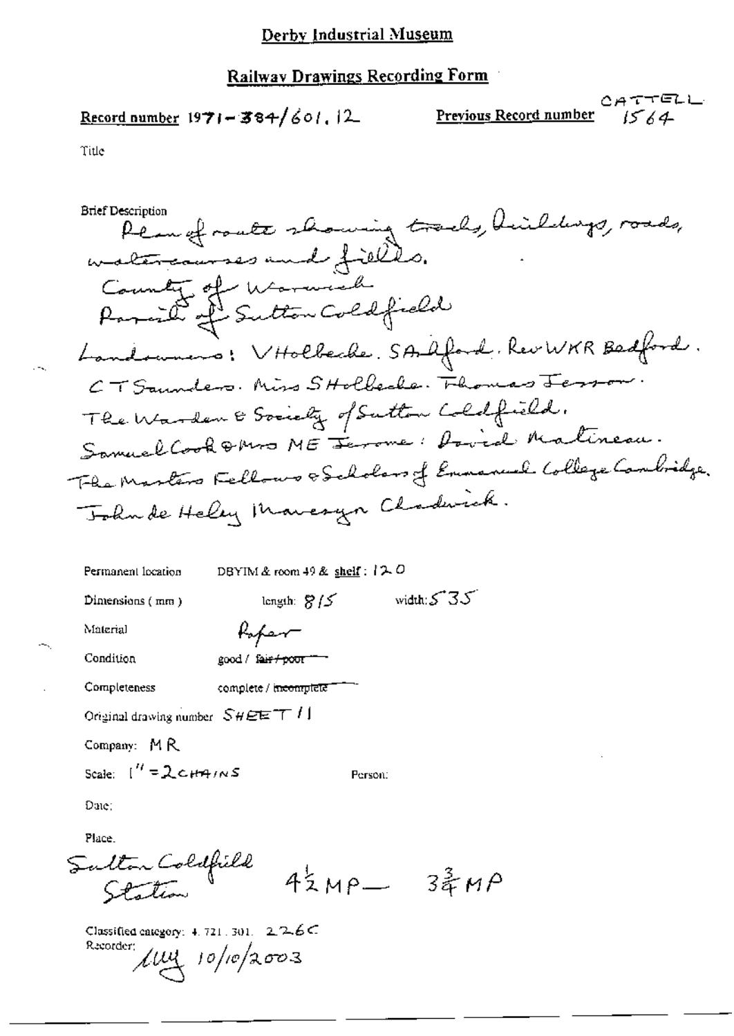# Derby Industrial Museum

## Railway Drawings Recording Form

**Record number** 1971-384/601.12

**Previous Record number** CATTELL 1564

Title

Brief Description

Plan of route showing tracks, buildings, roads, watercourses and fields.
County of Warwick
Parish of Sutton Coldfield
Landowners: VHolbeche. SAlford. Rev WKR Bedford. CT Saunders. Miss SHolbeche. Thomas Jesson. The Warden & Society of Sutton Coldfield. Samuel Cook & Mrs ME Jerome: David Malineau. The Masters Fellows & Scholars of Emmanuel College Cambridge. John de Heley Mavesyn Chadwick.

Permanent location DBYIM & room 49 & shelf: 120

Dimensions (mm) length: 815 width: 535

Material Paper

Condition good / ~~fair / poor~~

Completeness complete / ~~incomplete~~

Original drawing number SHEET 11

Company: MR

Scale: 1" = 2 CHAINS

Person:

Date:

Place.
Sutton Coldfield Station $4\frac{1}{2}$ MP — $3\frac{3}{4}$ MP

Classified category: 4.721.301. 226C

Recorder: MW 10/10/2003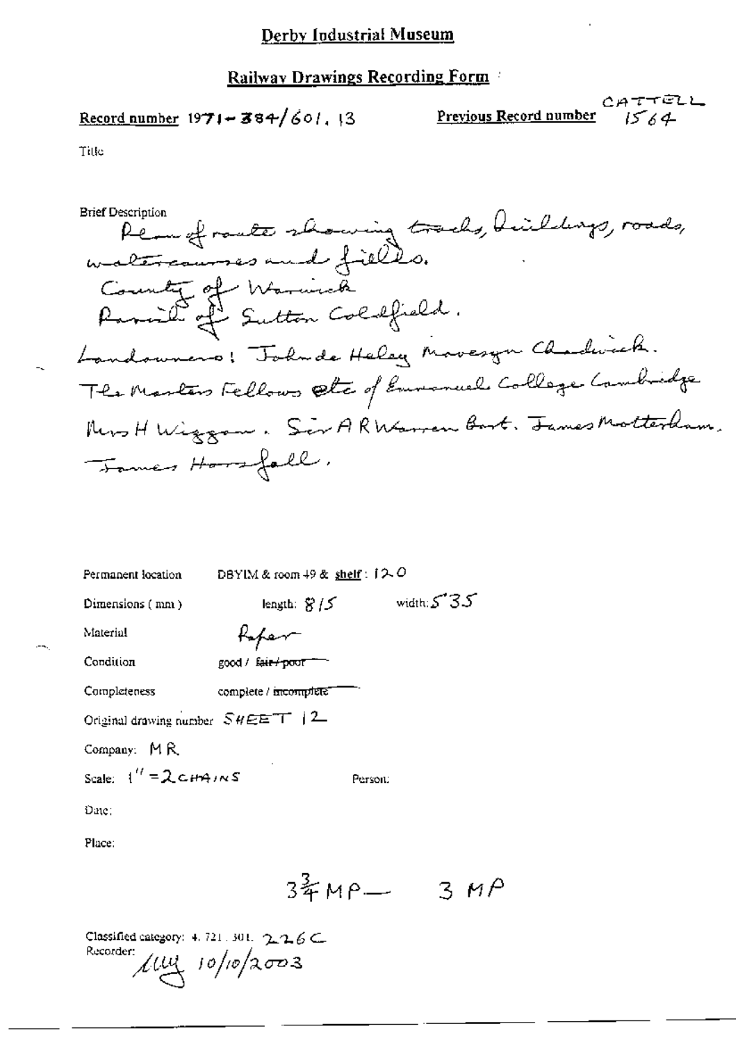# Derby Industrial Museum

## Railway Drawings Recording Form

**Record number** 1971-384/601.13 **Previous Record number** CATTELL 1564

Title

Brief Description
Plan of route showing tracks, buildings, roads, watercourses and fields.
County of Warwick
Parish of Sutton Coldfield.
Landowners: John de Heley Mavesyn Chadwick.
The Masters Fellows etc of Emmanuel College Cambridge
Mrs H Wiggan. Sir A R Warren Bart. James Motterham.
James Horsfall.

Permanent location DBYIM & room 49 & shelf: 120

Dimensions (mm) length: 815 width: 535

Material Paper

Condition good / ~~fair / poor~~

Completeness complete / ~~incomplete~~

Original drawing number SHEET 12

Company: MR

Scale: 1" = 2 CHAINS Person:

Date:

Place:

$3\frac{3}{4}$ MP — 3 MP

Classified category: 4.721.301. 226C
Recorder: MW 10/10/2003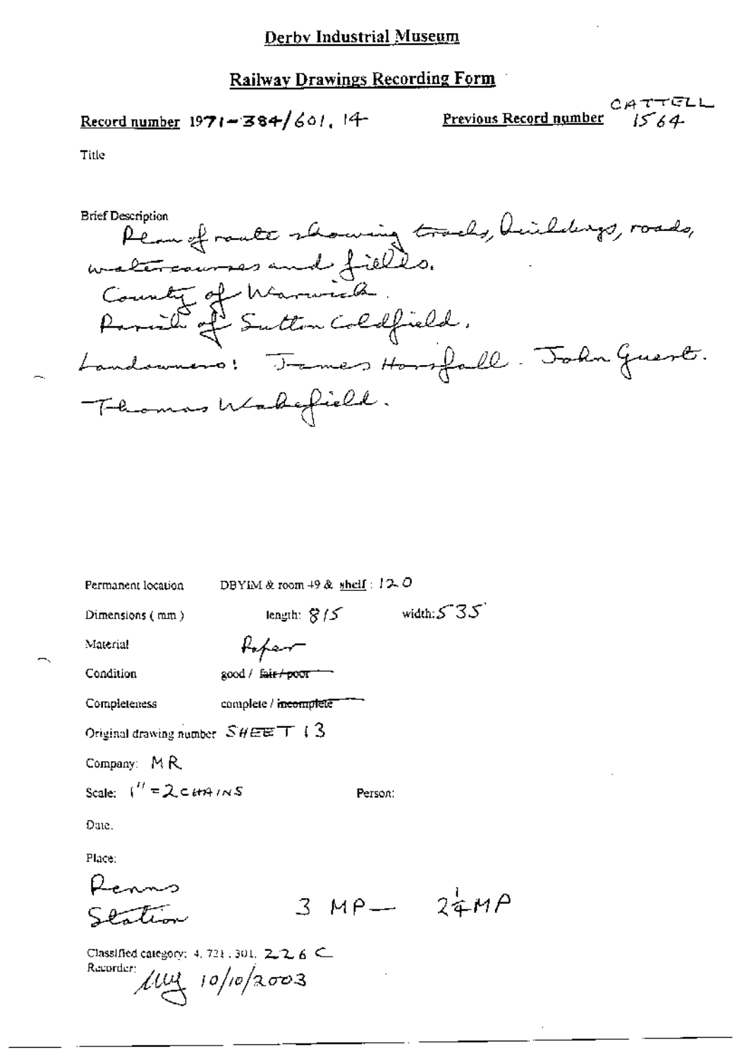# Derby Industrial Museum

## Railway Drawings Recording Form

**Record number** 1971-384/601.14

**Previous Record number** CATTELL 1564

Title

Brief Description
Plan of route showing tracks, buildings, roads, watercourses and fields.
County of Warwick.
Parish of Sutton Coldfield.
Landowners: James Horsfall. John Guest.
Thomas Wakefield.

Permanent location DBYIM & room 49 & shelf: 120

Dimensions (mm) length: 815 width: 535

Material Paper

Condition good / ~~fair / poor~~

Completeness complete / ~~incomplete~~

Original drawing number SHEET 13

Company: MR

Scale: 1" = 2 CHAINS

Person:

Date.

Place:
Penns Station 3 MP — 2¼ MP

Classified category: 4.721.301.226 C

Recorder: 10/10/2003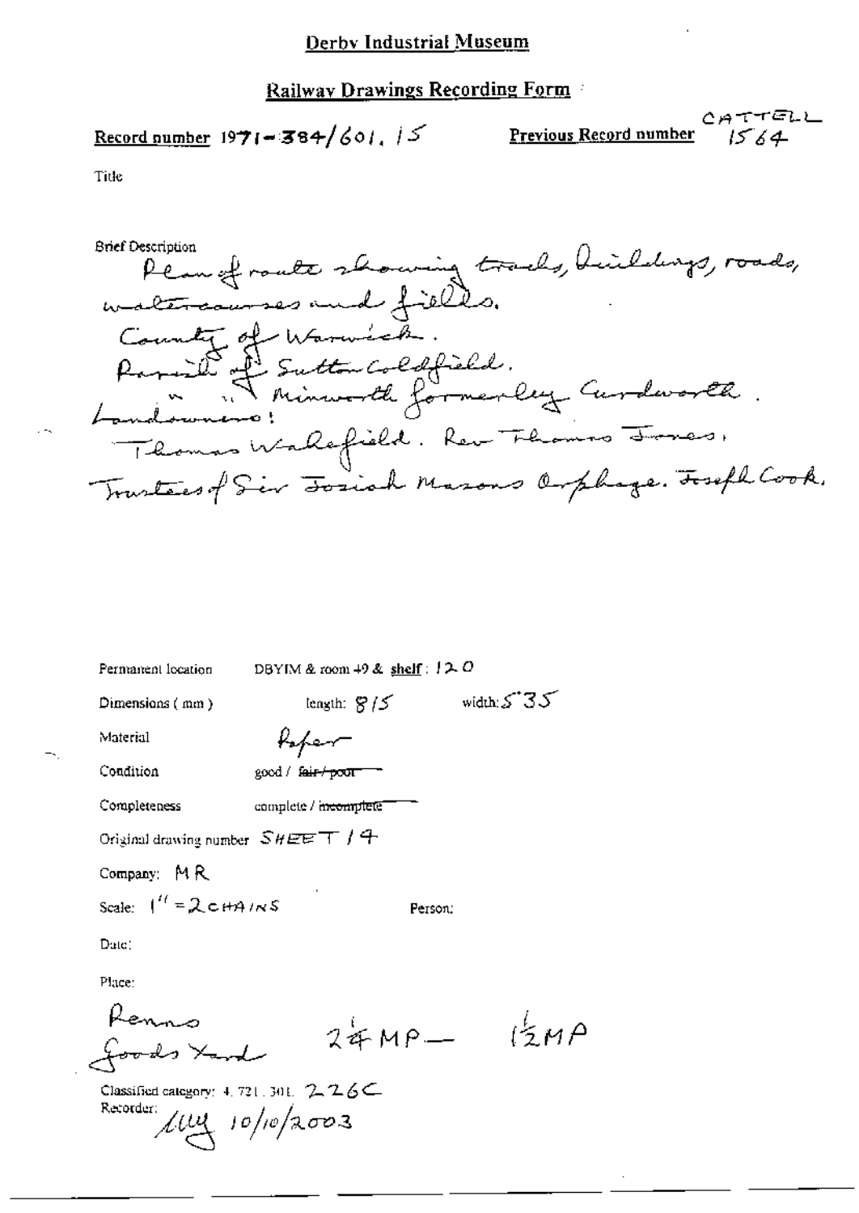# Derby Industrial Museum

## Railway Drawings Recording Form

**Record number** 1971-384/601.15  **Previous Record number** CATTELL 1564

Title

Brief Description

Plan of route showing tracks, buildings, roads, watercourses and fields.
County of Warwick.
Parish of Sutton Coldfield.
" " Minworth formerly Curdworth.
Landowners:
Thomas Wakefield. Rev Thomas Jones.
Trustees of Sir Josiah Masons Orphage. Joseph Cook.

Permanent location DBYIM & room 49 & shelf: 120

Dimensions (mm) length: 815 width: 535

Material Paper

Condition good / ~~fair / poor~~

Completeness complete / ~~incomplete~~

Original drawing number SHEET 14

Company: MR

Scale: 1" = 2 CHAINS  Person:

Date:

Place:

Penns Goods Yard  2¼ MP — 1½ MP

Classified category: 4.721.301. 226C
Recorder: lily 10/10/2003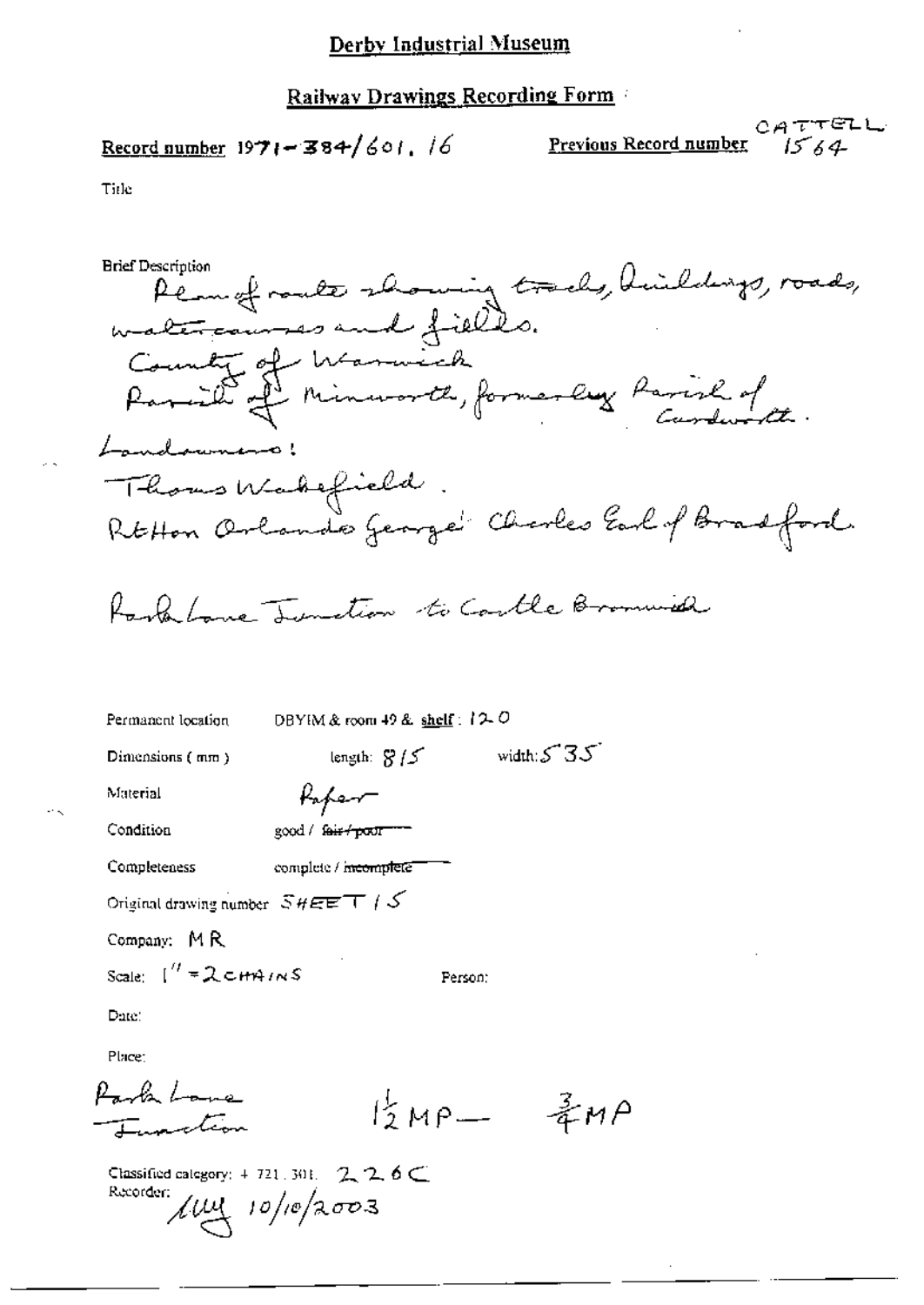# Derby Industrial Museum

## Railway Drawings Recording Form

**Record number** 1971-384/601.16

**Previous Record number** CATTELL 1564

Title

Brief Description
Plan of route showing tracks, buildings, roads, watercourses and fields.
County of Warwick
Parish of Minworth, formerly Parish of Curdworth.
Landowners:
Thomas Wakefield.
RtHon Orlando George Charles Earl of Bradford.

Park Lane Junction to Castle Bromwich

Permanent location DBYIM & room 49 & shelf: 120

Dimensions (mm) length: 815 width: 535

Material Paper

Condition good / ~~fair / poor~~

Completeness complete / ~~incomplete~~

Original drawing number SHEET 15

Company: MR

Scale: 1" = 2 CHAINS

Person:

Date:

Place:
Park Lane Junction $1\frac{1}{2}$ MP — $\frac{3}{4}$ MP

Classified category: + 721.301. 226C

Recorder: MM 10/10/2003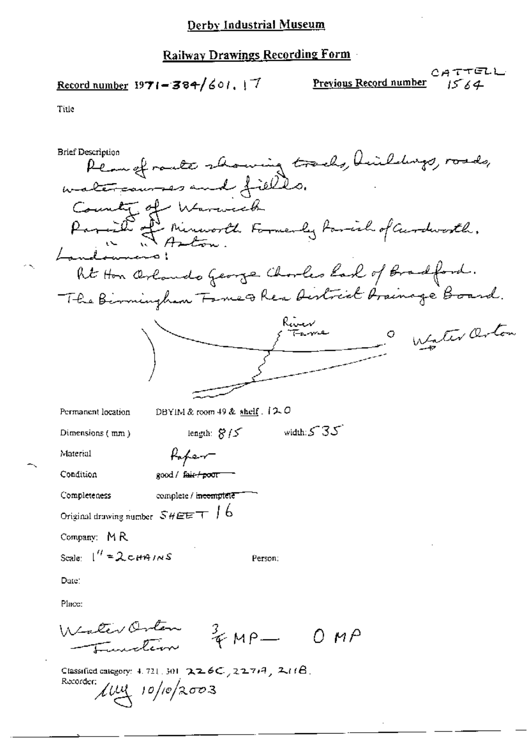# Derby Industrial Museum

## Railway Drawings Recording Form

**Record number** 1971-384/601.17

**Previous Record number** CATTELL 1564

Title

Brief Description
Plan of route showing tracks, buildings, roads, watercourses and fields.
County of Warwick
Parish of Minworth Formerly Parish of Curdworth.
" " Aston.
Landowners:
Rt Hon Orlando George Charles Earl of Bradford.
The Birmingham Tame & Rea District Drainage Board.

River Tame

Water Orton

Permanent location: DBYIM & room 49 & shelf: 120

Dimensions (mm): length: 815 width: 535

Material: Paper

Condition: good / ~~fair / poor~~

Completeness: complete / ~~incomplete~~

Original drawing number: SHEET 16

Company: MR

Scale: 1" = 2 CHAINS

Person:

Date:

Place:
Water Orton Junction ¾ MP — 0 MP

Classified category: 4.721.301 226C, 227A, 211B.

Recorder: LLY 10/10/2003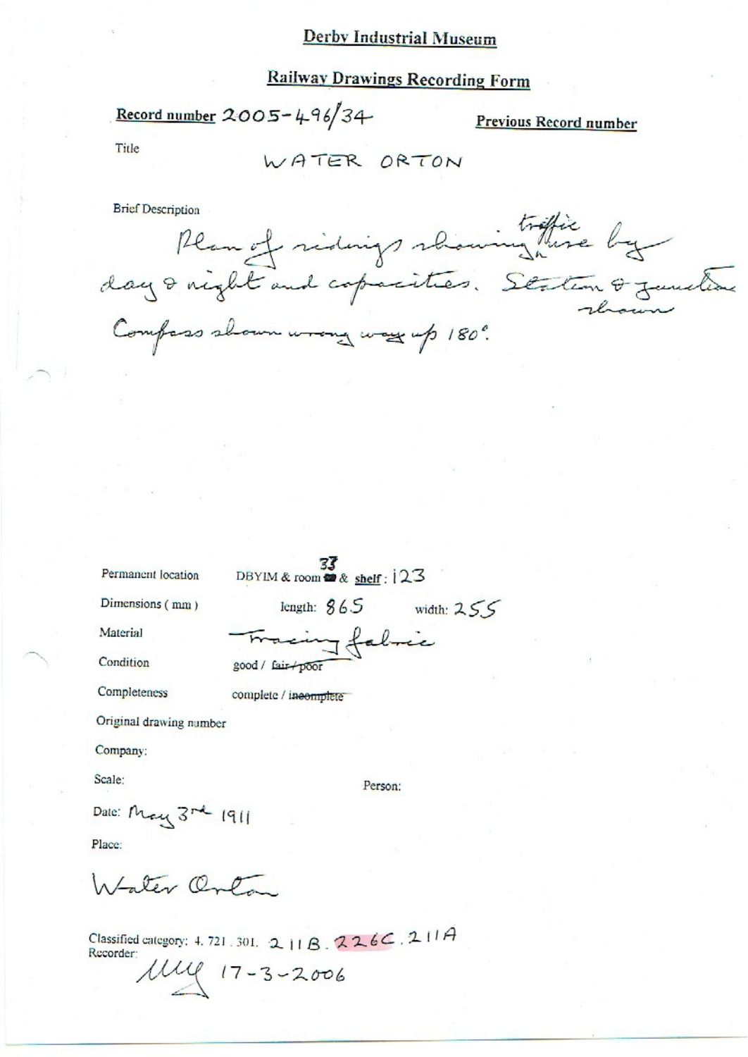# Derby Industrial Museum

## Railway Drawings Recording Form

**Record number** 2005-496/34 **Previous Record number**

Title WATER ORTON

Brief Description

Plan of sidings showing traffic use by day & night and capacities. Station & junction shown. Compass shown wrong way up 180°.

Permanent location DBYIM & room 33 & shelf: 123

Dimensions (mm) length: 865 width: 255

Material Tracing fabric

Condition good / ~~fair / poor~~

Completeness complete / ~~incomplete~~

Original drawing number

Company:

Scale: Person:

Date: May 3rd 1911

Place:

Water Orton

Classified category: 4. 721. 301. 211B. 226C. 211A

Recorder:

MM 17-3-2006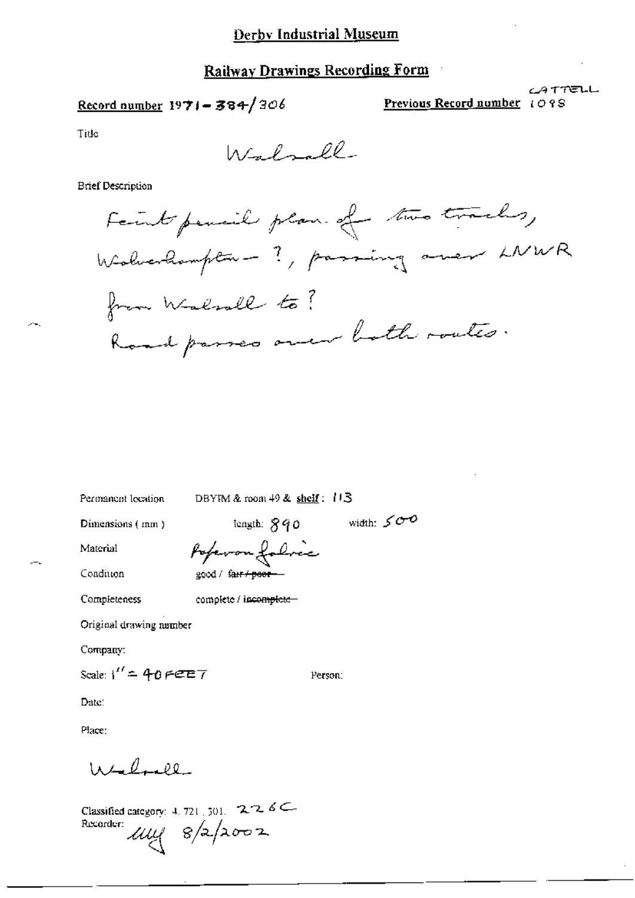# Derby Industrial Museum

## Railway Drawings Recording Form

Record number 1971-384/306

Previous Record number CATTELL 1098

Title

Walsall

Brief Description

Faint pencil plan of two tracks, Wolverhampton - ?, passing over LNWR from Walsall to ?
Road passes over both routes.

Permanent location DBYIM & room 49 & shelf: 113

Dimensions (mm) length: 890 width: 500

Material Paperon fabric

Condition good / ~~fair / poor~~

Completeness complete / ~~incomplete~~

Original drawing number

Company:

Scale: 1" = 40 FEET

Person:

Date:

Place:

Walsall

Classified category: 4.721.301. 226C

Recorder: MW 8/2/2002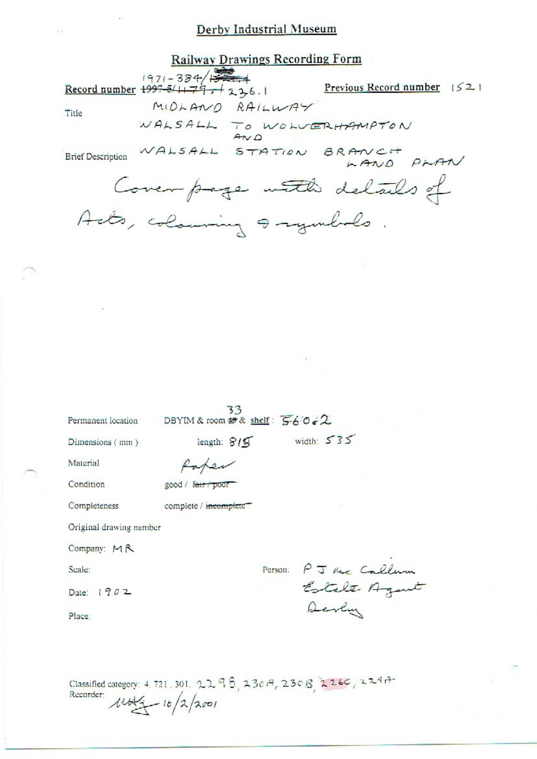# Derby Industrial Museum

## Railway Drawings Recording Form

**Record number** 1971-384/~~1521~~ ~~1997-5/1179~~ 236.1

**Previous Record number** 1521

Title: MIDLAND RAILWAY

WALSALL TO WOLVERHAMPTON AND WALSALL STATION BRANCH LAND PLAN

Brief Description: Cover page with details of Acts, colouring & symbols.

Permanent location: DBYIM & room 33 & shelf: 56062

Dimensions (mm): length: 815 width: 535

Material: Paper

Condition: good / ~~fair / poor~~

Completeness: complete / ~~incomplete~~

Original drawing number

Company: MR

Scale:

Person: P J Mc Callum Estate Agent Derby

Date: 1902

Place:

Classified category: 4. 721. 301. 229B, 230A, 230B, 226C, 229A

Recorder: MAG 16/2/2001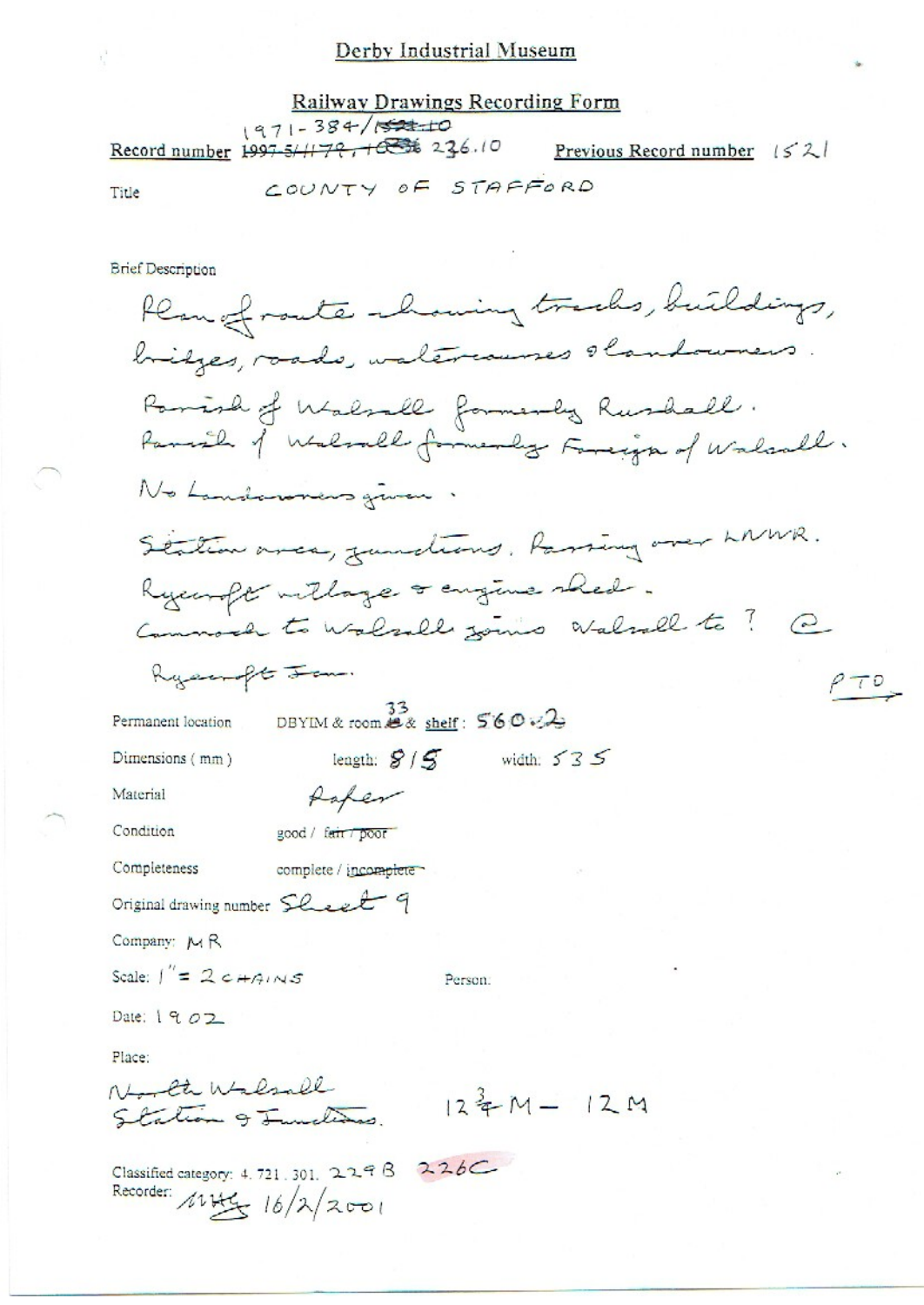# Derby Industrial Museum

## Railway Drawings Recording Form

Record number ~~1997-5/1179, 1036~~ 236.10
1971-384/~~1521~~.10

Previous Record number 1521

Title COUNTY OF STAFFORD

Brief Description

Plan of route showing tracks, buildings, bridges, roads, watercourses & landowners.

Parish of Walsall formerly Rushall.
Parish of Walsall formerly Foreign of Walsall.

No Landowners given.

Station area, junctions. Passing over LNWR.
Ryecroft village & engine shed.
Cannock to Walsall joins Walsall to ? @ Ryecroft Jun.

PTO

Permanent location DBYIM & room 33 & shelf: 560.2

Dimensions (mm) length: 815 width: 535

Material Paper

Condition good / ~~fair / poor~~

Completeness complete / ~~incomplete~~

Original drawing number Sheet 9

Company: MR

Scale: 1" = 2 CHAINS

Person:

Date: 1902

Place:

North Walsall Station & Junctions. $12\frac{3}{4}$M – 12M

Classified category: 4. 721. 301. 229B 226C

Recorder: MHG 16/2/2001